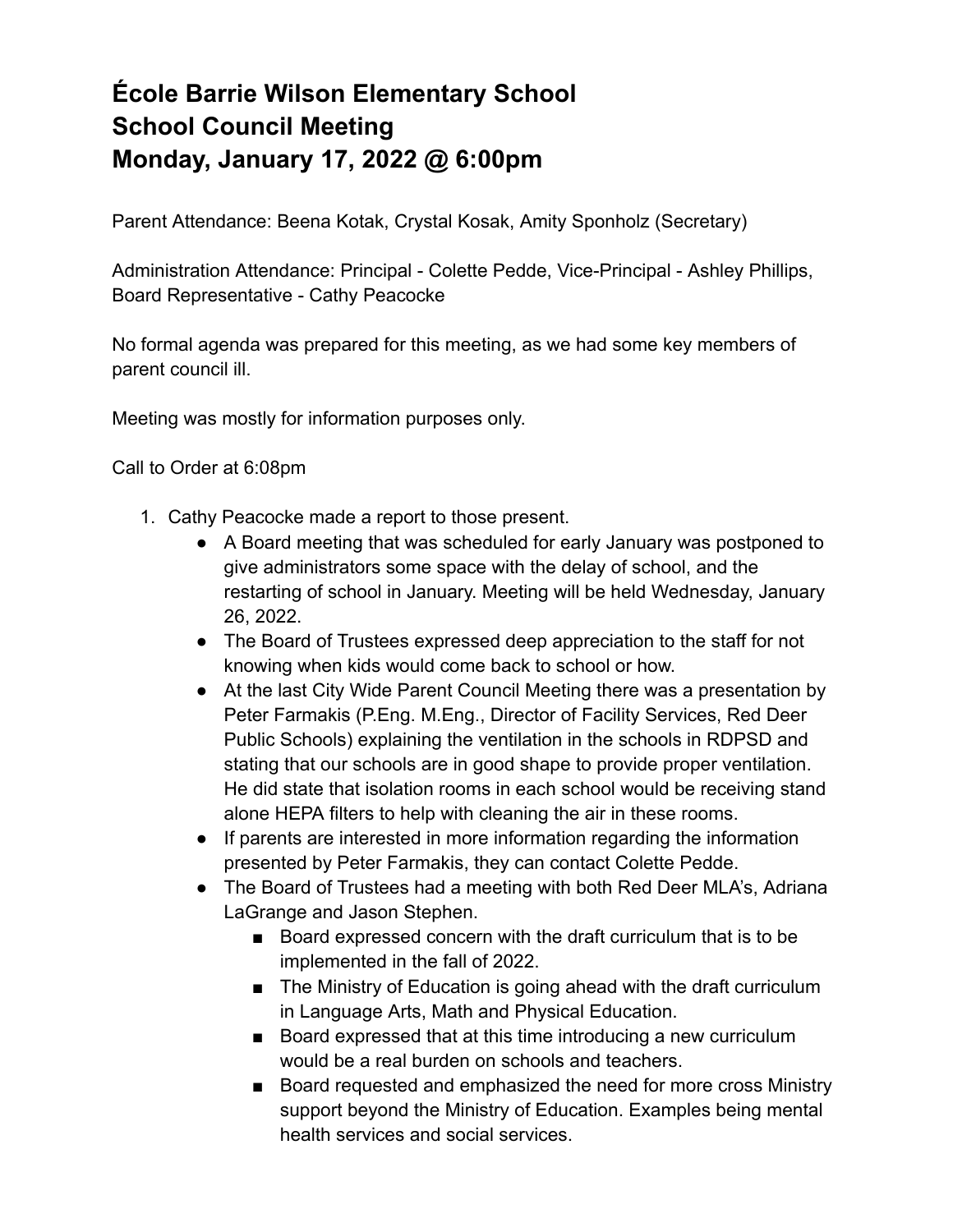# École Barrie Wilson Elementary School
# School Council Meeting
# Monday, January 17, 2022 @ 6:00pm

Parent Attendance: Beena Kotak, Crystal Kosak, Amity Sponholz (Secretary)

Administration Attendance: Principal - Colette Pedde, Vice-Principal - Ashley Phillips, Board Representative - Cathy Peacocke

No formal agenda was prepared for this meeting, as we had some key members of parent council ill.

Meeting was mostly for information purposes only.

Call to Order at 6:08pm

1. Cathy Peacocke made a report to those present.
   - A Board meeting that was scheduled for early January was postponed to give administrators some space with the delay of school, and the restarting of school in January. Meeting will be held Wednesday, January 26, 2022.
   - The Board of Trustees expressed deep appreciation to the staff for not knowing when kids would come back to school or how.
   - At the last City Wide Parent Council Meeting there was a presentation by Peter Farmakis (P.Eng. M.Eng., Director of Facility Services, Red Deer Public Schools) explaining the ventilation in the schools in RDPSD and stating that our schools are in good shape to provide proper ventilation. He did state that isolation rooms in each school would be receiving stand alone HEPA filters to help with cleaning the air in these rooms.
   - If parents are interested in more information regarding the information presented by Peter Farmakis, they can contact Colette Pedde.
   - The Board of Trustees had a meeting with both Red Deer MLA's, Adriana LaGrange and Jason Stephen.
     - Board expressed concern with the draft curriculum that is to be implemented in the fall of 2022.
     - The Ministry of Education is going ahead with the draft curriculum in Language Arts, Math and Physical Education.
     - Board expressed that at this time introducing a new curriculum would be a real burden on schools and teachers.
     - Board requested and emphasized the need for more cross Ministry support beyond the Ministry of Education. Examples being mental health services and social services.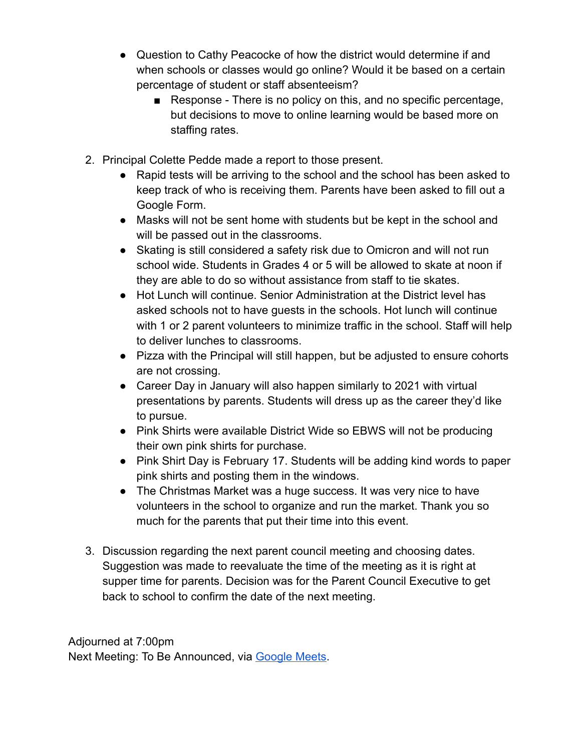- Question to Cathy Peacocke of how the district would determine if and when schools or classes would go online? Would it be based on a certain percentage of student or staff absenteeism?
    - Response - There is no policy on this, and no specific percentage, but decisions to move to online learning would be based more on staffing rates.

2. Principal Colette Pedde made a report to those present.
    - Rapid tests will be arriving to the school and the school has been asked to keep track of who is receiving them. Parents have been asked to fill out a Google Form.
    - Masks will not be sent home with students but be kept in the school and will be passed out in the classrooms.
    - Skating is still considered a safety risk due to Omicron and will not run school wide. Students in Grades 4 or 5 will be allowed to skate at noon if they are able to do so without assistance from staff to tie skates.
    - Hot Lunch will continue. Senior Administration at the District level has asked schools not to have guests in the schools. Hot lunch will continue with 1 or 2 parent volunteers to minimize traffic in the school. Staff will help to deliver lunches to classrooms.
    - Pizza with the Principal will still happen, but be adjusted to ensure cohorts are not crossing.
    - Career Day in January will also happen similarly to 2021 with virtual presentations by parents. Students will dress up as the career they'd like to pursue.
    - Pink Shirts were available District Wide so EBWS will not be producing their own pink shirts for purchase.
    - Pink Shirt Day is February 17. Students will be adding kind words to paper pink shirts and posting them in the windows.
    - The Christmas Market was a huge success. It was very nice to have volunteers in the school to organize and run the market. Thank you so much for the parents that put their time into this event.

3. Discussion regarding the next parent council meeting and choosing dates. Suggestion was made to reevaluate the time of the meeting as it is right at supper time for parents. Decision was for the Parent Council Executive to get back to school to confirm the date of the next meeting.

Adjourned at 7:00pm
Next Meeting: To Be Announced, via Google Meets.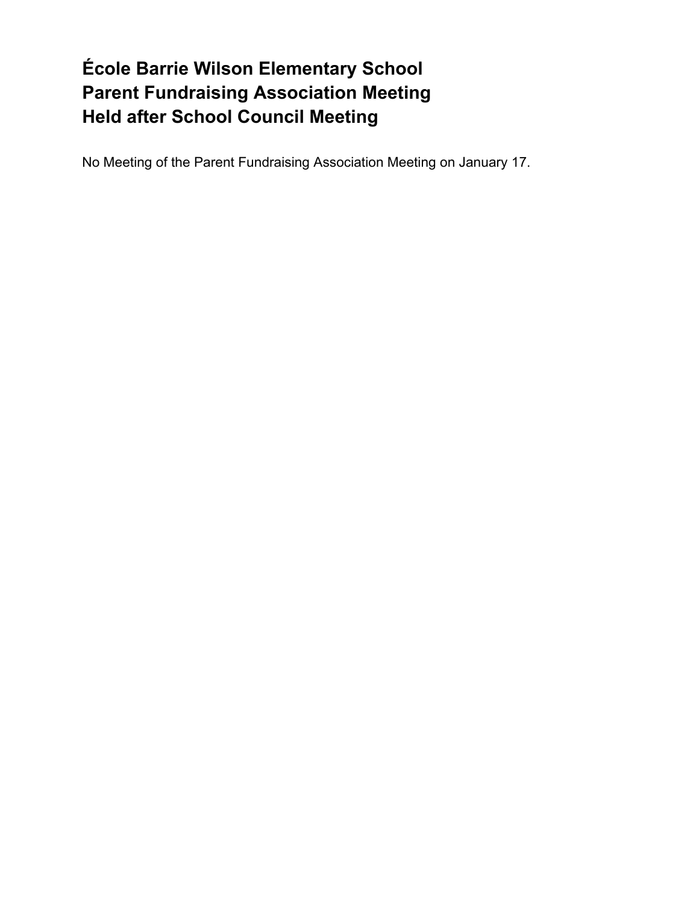# École Barrie Wilson Elementary School
# Parent Fundraising Association Meeting
# Held after School Council Meeting

No Meeting of the Parent Fundraising Association Meeting on January 17.